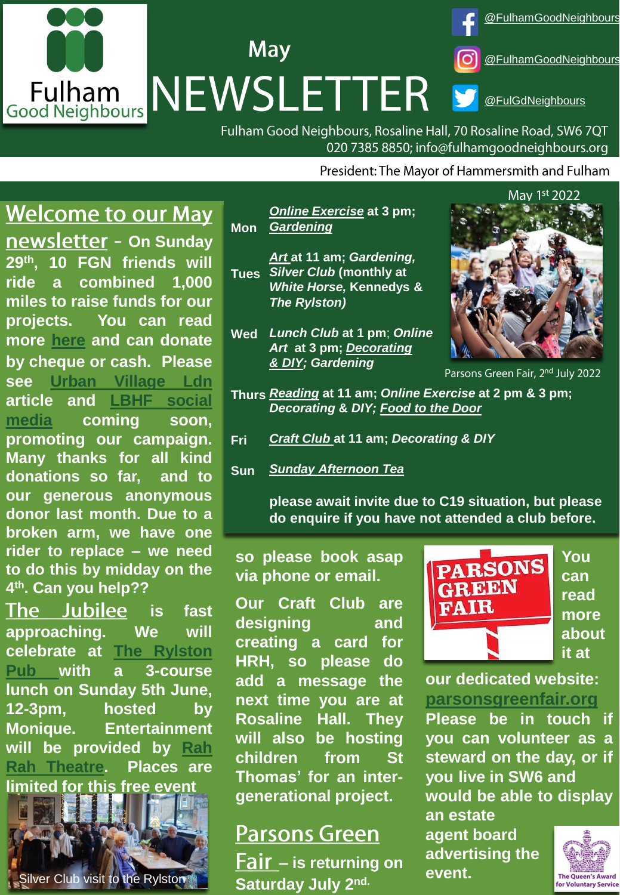# May NEWSLETTER

Fulham Good Neighbours

@FulhamGoodNeighbours
@FulhamGoodNeighbours
@FulGdNeighbours

Fulham Good Neighbours, Rosaline Hall, 70 Rosaline Road, SW6 7QT
020 7385 8850; info@fulhamgoodneighbours.org

President: The Mayor of Hammersmith and Fulham

May 1st 2022

## Welcome to our May newsletter

**– On Sunday 29th, 10 FGN friends will ride a combined 1,000 miles to raise funds for our projects. You can read more here and can donate by cheque or cash. Please see Urban Village Ldn article and LBHF social media coming soon, promoting our campaign. Many thanks for all kind donations so far, and to our generous anonymous donor last month. Due to a broken arm, we have one rider to replace – we need to do this by midday on the 4th. Can you help??**

**The Jubilee is fast approaching. We will celebrate at The Rylston Pub with a 3-course lunch on Sunday 5th June, 12-3pm, hosted by Monique. Entertainment will be provided by Rah Rah Theatre. Places are limited for this free event so please book asap via phone or email.**

Silver Club visit to the Rylston

| | |
|---|---|
| **Mon** | ***Online Exercise* at 3 pm; *Gardening*** |
| **Tues** | ***Art* at 11 am; *Gardening, Silver Club* (monthly at *White Horse,* Kennedys & *The Rylston)*** |
| **Wed** | ***Lunch Club* at 1 pm; *Online Art* at 3 pm; *Decorating & DIY; Gardening*** |
| **Thurs** | ***Reading* at 11 am; *Online Exercise* at 2 pm & 3 pm; *Decorating & DIY; Food to the Door*** |
| **Fri** | ***Craft Club* at 11 am; *Decorating & DIY*** |
| **Sun** | ***Sunday Afternoon Tea*** |

**please await invite due to C19 situation, but please do enquire if you have not attended a club before.**

Parsons Green Fair, 2nd July 2022

**Our Craft Club are designing and creating a card for HRH, so please do add a message the next time you are at Rosaline Hall. They will also be hosting children from St Thomas' for an inter-generational project.**

## Parsons Green Fair

**– is returning on Saturday July 2nd. You can read more about it at our dedicated website: parsonsgreenfair.org Please be in touch if you can volunteer as a steward on the day, or if you live in SW6 and would be able to display an estate agent board advertising the event.**

The Queen's Award for Voluntary Service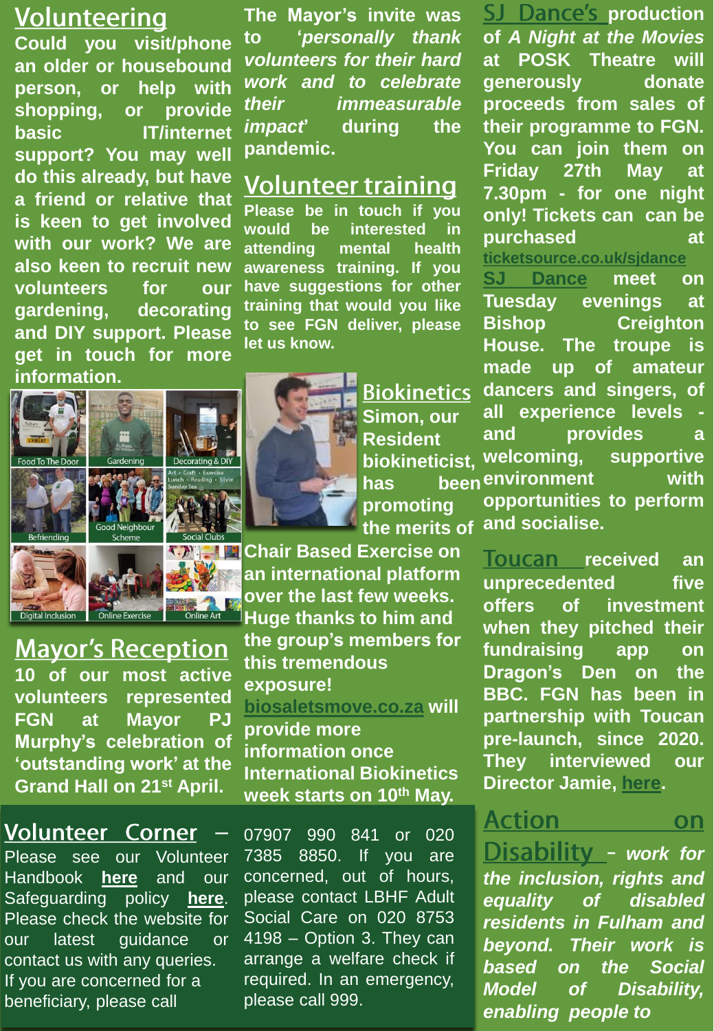## Volunteering

**Could you visit/phone an older or housebound person, or help with shopping, or provide basic IT/internet support? You may well do this already, but have a friend or relative that is keen to get involved with our work? We are also keen to recruit new volunteers for our gardening, decorating and DIY support. Please get in touch for more information.**

Food To The Door | Gardening | Decorating & DIY | Befriending | Good Neighbour Scheme | Art • Craft • Exercise Lunch • Reading • Silver Sunday Tea | Social Clubs | Digital Inclusion | Online Exercise | Online Art

## Mayor's Reception

**10 of our most active volunteers represented FGN at Mayor PJ Murphy's celebration of 'outstanding work' at the Grand Hall on 21st April.**

**The Mayor's invite was to *'personally thank volunteers for their hard work and to celebrate their immeasurable impact'* during the pandemic.**

## Volunteer training

**Please be in touch if you would be interested in attending mental health awareness training. If you have suggestions for other training that would you like to see FGN deliver, please let us know.**

## Biokinetics

**Simon, our Resident biokineticist, has been promoting the merits of Chair Based Exercise on an international platform over the last few weeks. Huge thanks to him and the group's members for this tremendous exposure! biosaletsmove.co.za will provide more information once International Biokinetics week starts on 10th May.**

**SJ Dance's production of *A Night at the Movies* at POSK Theatre will generously donate proceeds from sales of their programme to FGN. You can join them on Friday 27th May at 7.30pm - for one night only! Tickets can can be purchased at ticketsource.co.uk/sjdance**

**SJ Dance meet on Tuesday evenings at Bishop Creighton House. The troupe is made up of amateur dancers and singers, of all experience levels - and provides a welcoming, supportive environment with opportunities to perform and socialise.**

**Toucan received an unprecedented five offers of investment when they pitched their fundraising app on Dragon's Den on the BBC. FGN has been in partnership with Toucan pre-launch, since 2020. They interviewed our Director Jamie, here.**

## Volunteer Corner –

Please see our Volunteer Handbook **here** and our Safeguarding policy **here**. Please check the website for our latest guidance or contact us with any queries. If you are concerned for a beneficiary, please call 07907 990 841 or 020 7385 8850. If you are concerned, out of hours, please contact LBHF Adult Social Care on 020 8753 4198 – Option 3. They can arrange a welfare check if required. In an emergency, please call 999.

## Action on Disability

**– *work for the inclusion, rights and equality of disabled residents in Fulham and beyond. Their work is based on the Social Model of Disability, enabling people to***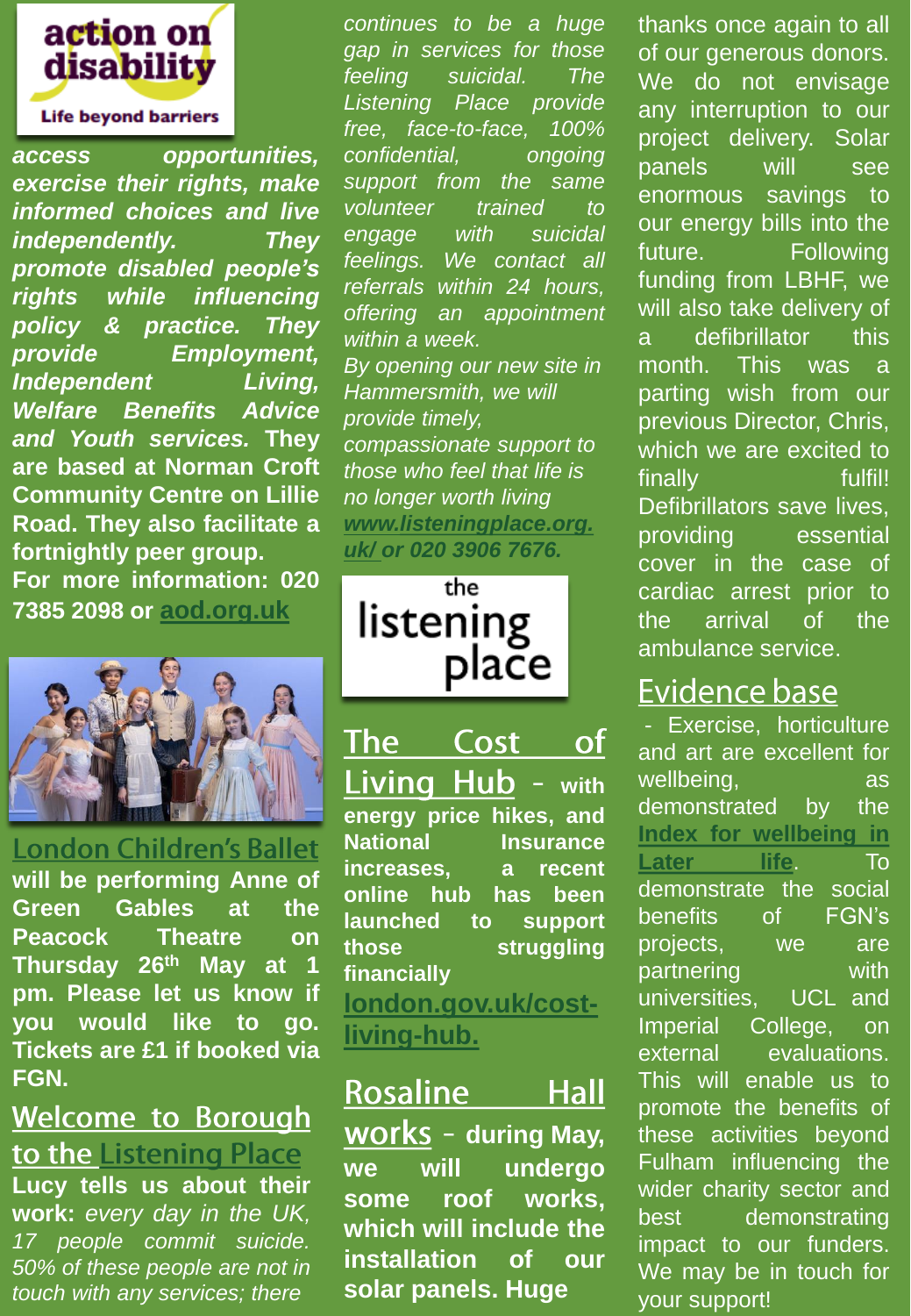action on disability

Life beyond barriers

***access opportunities, exercise their rights, make informed choices and live independently. They promote disabled people's rights while influencing policy & practice. They provide Employment, Independent Living, Welfare Benefits Advice and Youth services.*** **They are based at Norman Croft Community Centre on Lillie Road. They also facilitate a fortnightly peer group.**

**For more information: 020 7385 2098 or aod.org.uk**

## London Children's Ballet

**will be performing Anne of Green Gables at the Peacock Theatre on Thursday 26th May at 1 pm. Please let us know if you would like to go. Tickets are £1 if booked via FGN.**

## Welcome to Borough to the Listening Place

**Lucy tells us about their work:** *every day in the UK, 17 people commit suicide. 50% of these people are not in touch with any services; there continues to be a huge gap in services for those feeling suicidal. The Listening Place provide free, face-to-face, 100% confidential, ongoing support from the same volunteer trained to engage with suicidal feelings. We contact all referrals within 24 hours, offering an appointment within a week.*

*By opening our new site in Hammersmith, we will provide timely, compassionate support to those who feel that life is no longer worth living* ***www.listeningplace.org.uk/ or 020 3906 7676.***

the listening place

## The Cost of Living Hub

**– with energy price hikes, and National Insurance increases, a recent online hub has been launched to support those struggling financially** **london.gov.uk/cost-living-hub.**

## Rosaline Hall works

**– during May, we will undergo some roof works, which will include the installation of our solar panels. Huge** thanks once again to all of our generous donors. We do not envisage any interruption to our project delivery. Solar panels will see enormous savings to our energy bills into the future. Following funding from LBHF, we will also take delivery of a defibrillator this month. This was a parting wish from our previous Director, Chris, which we are excited to finally fulfil! Defibrillators save lives, providing essential cover in the case of cardiac arrest prior to the arrival of the ambulance service.

## Evidence base

- Exercise, horticulture and art are excellent for wellbeing, as demonstrated by the **Index for wellbeing in Later life**. To demonstrate the social benefits of FGN's projects, we are partnering with universities, UCL and Imperial College, on external evaluations. This will enable us to promote the benefits of these activities beyond Fulham influencing the wider charity sector and best demonstrating impact to our funders. We may be in touch for your support!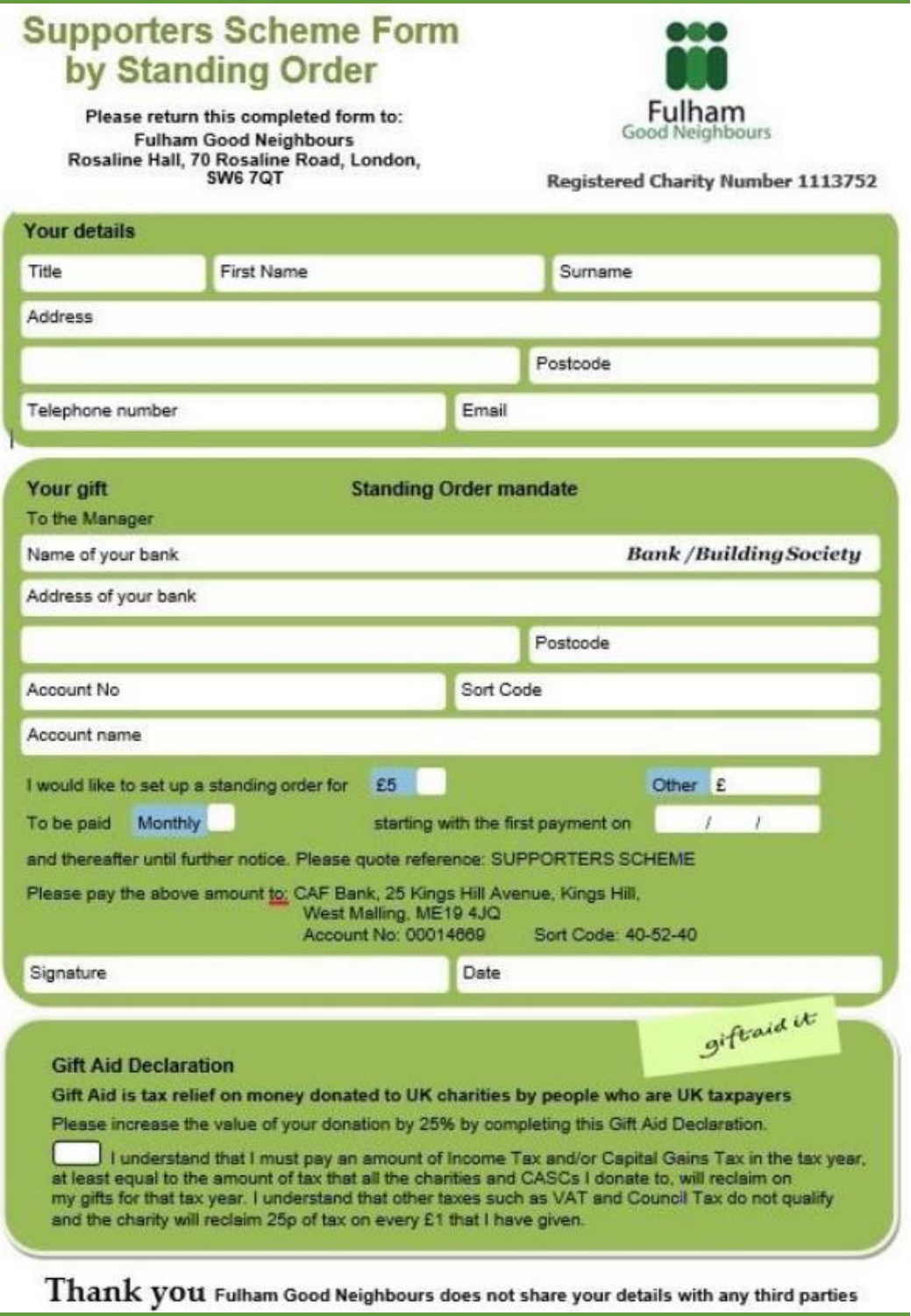# Supporters Scheme Form by Standing Order

Please return this completed form to:
Fulham Good Neighbours
Rosaline Hall, 70 Rosaline Road, London,
SW6 7QT

Fulham Good Neighbours

Registered Charity Number 1113752

## Your details

| | | |
|---|---|---|
| Title | First Name | Surname |
| Address | | |
| | Postcode | |
| Telephone number | Email | |

## Your gift

**Standing Order mandate**

To the Manager

| | |
|---|---|
| Name of your bank | *Bank / Building Society* |
| Address of your bank | |
| | Postcode |
| Account No | Sort Code |
| Account name | |

I would like to set up a standing order for £5 ☐ Other £

To be paid Monthly ☐ starting with the first payment on / /

and thereafter until further notice. Please quote reference: SUPPORTERS SCHEME

Please pay the above amount to: CAF Bank, 25 Kings Hill Avenue, Kings Hill, West Malling, ME19 4JQ
Account No: 00014669 Sort Code: 40-52-40

| | |
|---|---|
| Signature | Date |

giftaid it

## Gift Aid Declaration

**Gift Aid is tax relief on money donated to UK charities by people who are UK taxpayers**

Please increase the value of your donation by 25% by completing this Gift Aid Declaration.

☐ I understand that I must pay an amount of Income Tax and/or Capital Gains Tax in the tax year, at least equal to the amount of tax that all the charities and CASCs I donate to, will reclaim on my gifts for that tax year. I understand that other taxes such as VAT and Council Tax do not qualify and the charity will reclaim 25p of tax on every £1 that I have given.

**Thank you** Fulham Good Neighbours does not share your details with any third parties